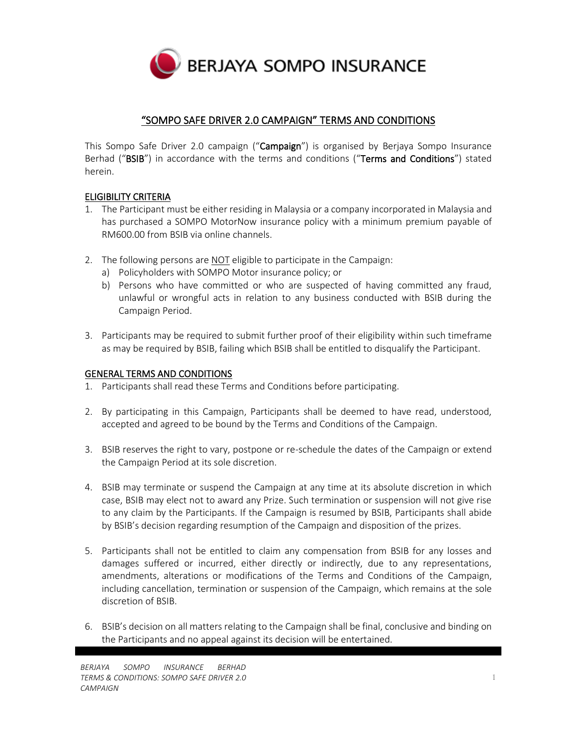# "SOMPO SAFE DRIVER 2.0 CAMPAIGN" TERMS AND CONDITIONS

This Sompo Safe Driver 2.0 campaign ("**Campaign**") is organised by Berjaya Sompo Insurance Berhad ("**BSIB**") in accordance with the terms and conditions ("**Terms and Conditions**") stated herein.

## ELIGIBILITY CRITERIA

1. The Participant must be either residing in Malaysia or a company incorporated in Malaysia and has purchased a SOMPO MotorNow insurance policy with a minimum premium payable of RM600.00 from BSIB via online channels.

2. The following persons are NOT eligible to participate in the Campaign:
   a) Policyholders with SOMPO Motor insurance policy; or
   b) Persons who have committed or who are suspected of having committed any fraud, unlawful or wrongful acts in relation to any business conducted with BSIB during the Campaign Period.

3. Participants may be required to submit further proof of their eligibility within such timeframe as may be required by BSIB, failing which BSIB shall be entitled to disqualify the Participant.

## GENERAL TERMS AND CONDITIONS

1. Participants shall read these Terms and Conditions before participating.

2. By participating in this Campaign, Participants shall be deemed to have read, understood, accepted and agreed to be bound by the Terms and Conditions of the Campaign.

3. BSIB reserves the right to vary, postpone or re-schedule the dates of the Campaign or extend the Campaign Period at its sole discretion.

4. BSIB may terminate or suspend the Campaign at any time at its absolute discretion in which case, BSIB may elect not to award any Prize. Such termination or suspension will not give rise to any claim by the Participants. If the Campaign is resumed by BSIB, Participants shall abide by BSIB's decision regarding resumption of the Campaign and disposition of the prizes.

5. Participants shall not be entitled to claim any compensation from BSIB for any losses and damages suffered or incurred, either directly or indirectly, due to any representations, amendments, alterations or modifications of the Terms and Conditions of the Campaign, including cancellation, termination or suspension of the Campaign, which remains at the sole discretion of BSIB.

6. BSIB's decision on all matters relating to the Campaign shall be final, conclusive and binding on the Participants and no appeal against its decision will be entertained.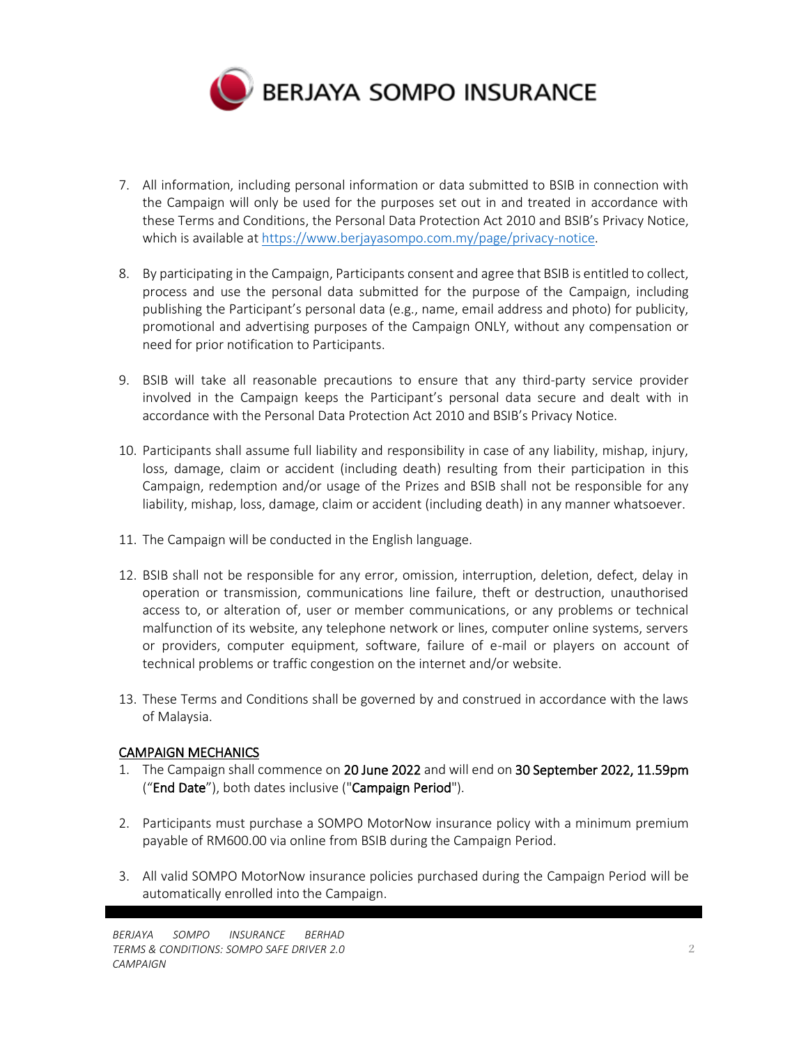7. All information, including personal information or data submitted to BSIB in connection with the Campaign will only be used for the purposes set out in and treated in accordance with these Terms and Conditions, the Personal Data Protection Act 2010 and BSIB's Privacy Notice, which is available at [https://www.berjayasompo.com.my/page/privacy-notice](https://www.berjayasompo.com.my/page/privacy-notice).

8. By participating in the Campaign, Participants consent and agree that BSIB is entitled to collect, process and use the personal data submitted for the purpose of the Campaign, including publishing the Participant's personal data (e.g., name, email address and photo) for publicity, promotional and advertising purposes of the Campaign ONLY, without any compensation or need for prior notification to Participants.

9. BSIB will take all reasonable precautions to ensure that any third-party service provider involved in the Campaign keeps the Participant's personal data secure and dealt with in accordance with the Personal Data Protection Act 2010 and BSIB's Privacy Notice.

10. Participants shall assume full liability and responsibility in case of any liability, mishap, injury, loss, damage, claim or accident (including death) resulting from their participation in this Campaign, redemption and/or usage of the Prizes and BSIB shall not be responsible for any liability, mishap, loss, damage, claim or accident (including death) in any manner whatsoever.

11. The Campaign will be conducted in the English language.

12. BSIB shall not be responsible for any error, omission, interruption, deletion, defect, delay in operation or transmission, communications line failure, theft or destruction, unauthorised access to, or alteration of, user or member communications, or any problems or technical malfunction of its website, any telephone network or lines, computer online systems, servers or providers, computer equipment, software, failure of e-mail or players on account of technical problems or traffic congestion on the internet and/or website.

13. These Terms and Conditions shall be governed by and construed in accordance with the laws of Malaysia.

## CAMPAIGN MECHANICS

1. The Campaign shall commence on **20 June 2022** and will end on **30 September 2022, 11.59pm** ("**End Date**"), both dates inclusive ("**Campaign Period**").

2. Participants must purchase a SOMPO MotorNow insurance policy with a minimum premium payable of RM600.00 via online from BSIB during the Campaign Period.

3. All valid SOMPO MotorNow insurance policies purchased during the Campaign Period will be automatically enrolled into the Campaign.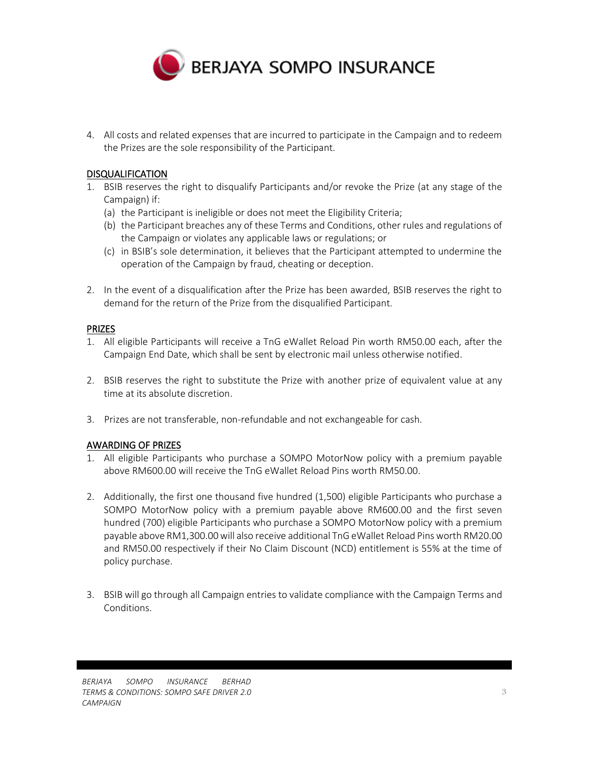4. All costs and related expenses that are incurred to participate in the Campaign and to redeem the Prizes are the sole responsibility of the Participant.

## DISQUALIFICATION

1. BSIB reserves the right to disqualify Participants and/or revoke the Prize (at any stage of the Campaign) if:
   - (a) the Participant is ineligible or does not meet the Eligibility Criteria;
   - (b) the Participant breaches any of these Terms and Conditions, other rules and regulations of the Campaign or violates any applicable laws or regulations; or
   - (c) in BSIB's sole determination, it believes that the Participant attempted to undermine the operation of the Campaign by fraud, cheating or deception.

2. In the event of a disqualification after the Prize has been awarded, BSIB reserves the right to demand for the return of the Prize from the disqualified Participant.

## PRIZES

1. All eligible Participants will receive a TnG eWallet Reload Pin worth RM50.00 each, after the Campaign End Date, which shall be sent by electronic mail unless otherwise notified.

2. BSIB reserves the right to substitute the Prize with another prize of equivalent value at any time at its absolute discretion.

3. Prizes are not transferable, non-refundable and not exchangeable for cash.

## AWARDING OF PRIZES

1. All eligible Participants who purchase a SOMPO MotorNow policy with a premium payable above RM600.00 will receive the TnG eWallet Reload Pins worth RM50.00.

2. Additionally, the first one thousand five hundred (1,500) eligible Participants who purchase a SOMPO MotorNow policy with a premium payable above RM600.00 and the first seven hundred (700) eligible Participants who purchase a SOMPO MotorNow policy with a premium payable above RM1,300.00 will also receive additional TnG eWallet Reload Pins worth RM20.00 and RM50.00 respectively if their No Claim Discount (NCD) entitlement is 55% at the time of policy purchase.

3. BSIB will go through all Campaign entries to validate compliance with the Campaign Terms and Conditions.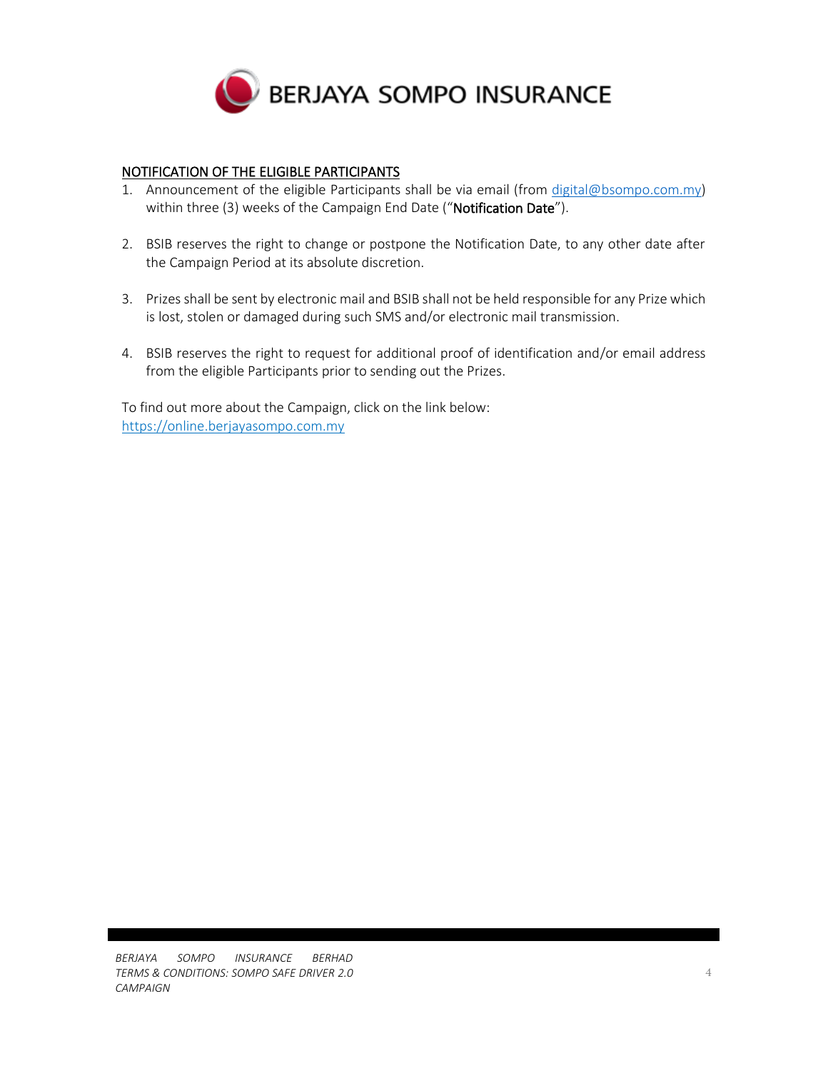<u>NOTIFICATION OF THE ELIGIBLE PARTICIPANTS</u>

1. Announcement of the eligible Participants shall be via email (from [digital@bsompo.com.my](mailto:digital@bsompo.com.my)) within three (3) weeks of the Campaign End Date ("**Notification Date**").

2. BSIB reserves the right to change or postpone the Notification Date, to any other date after the Campaign Period at its absolute discretion.

3. Prizes shall be sent by electronic mail and BSIB shall not be held responsible for any Prize which is lost, stolen or damaged during such SMS and/or electronic mail transmission.

4. BSIB reserves the right to request for additional proof of identification and/or email address from the eligible Participants prior to sending out the Prizes.

To find out more about the Campaign, click on the link below:
[https://online.berjayasompo.com.my](https://online.berjayasompo.com.my)